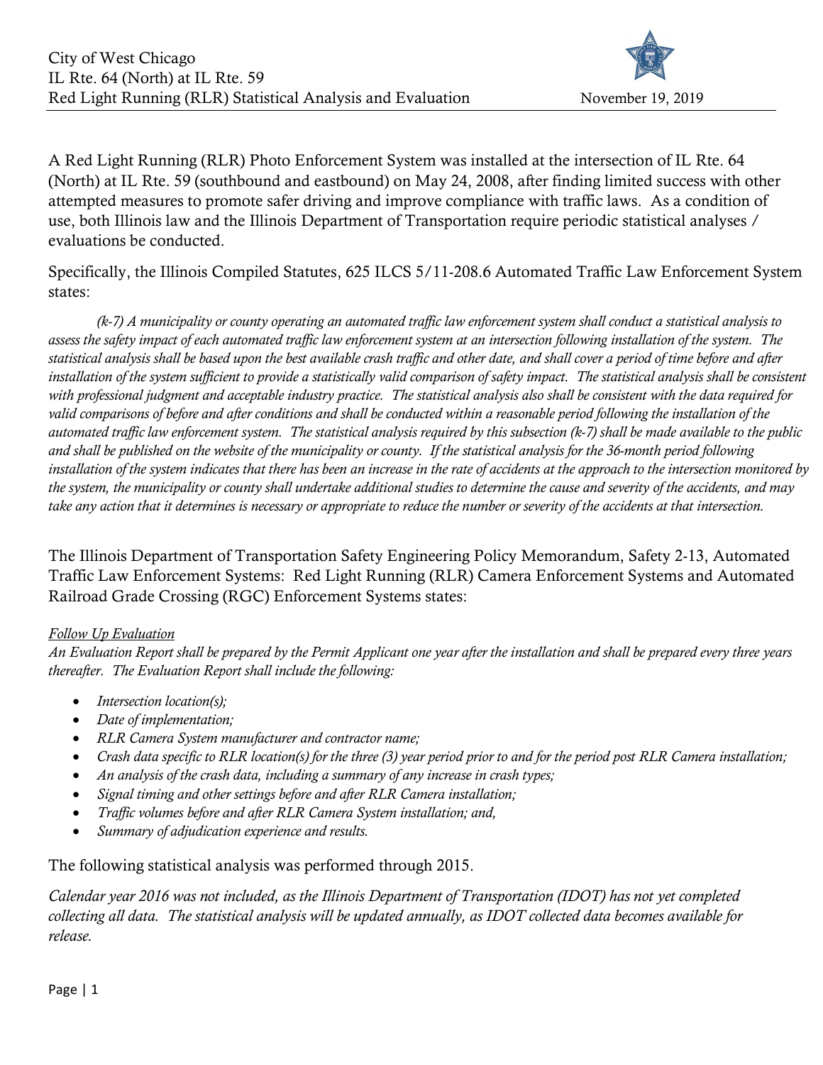City of West Chicago
IL Rte. 64 (North) at IL Rte. 59
Red Light Running (RLR) Statistical Analysis and Evaluation — November 19, 2019

A Red Light Running (RLR) Photo Enforcement System was installed at the intersection of IL Rte. 64 (North) at IL Rte. 59 (southbound and eastbound) on May 24, 2008, after finding limited success with other attempted measures to promote safer driving and improve compliance with traffic laws. As a condition of use, both Illinois law and the Illinois Department of Transportation require periodic statistical analyses / evaluations be conducted.

Specifically, the Illinois Compiled Statutes, 625 ILCS 5/11-208.6 Automated Traffic Law Enforcement System states:

> *(k-7) A municipality or county operating an automated traffic law enforcement system shall conduct a statistical analysis to assess the safety impact of each automated traffic law enforcement system at an intersection following installation of the system. The statistical analysis shall be based upon the best available crash traffic and other date, and shall cover a period of time before and after installation of the system sufficient to provide a statistically valid comparison of safety impact. The statistical analysis shall be consistent with professional judgment and acceptable industry practice. The statistical analysis also shall be consistent with the data required for valid comparisons of before and after conditions and shall be conducted within a reasonable period following the installation of the automated traffic law enforcement system. The statistical analysis required by this subsection (k-7) shall be made available to the public and shall be published on the website of the municipality or county. If the statistical analysis for the 36-month period following installation of the system indicates that there has been an increase in the rate of accidents at the approach to the intersection monitored by the system, the municipality or county shall undertake additional studies to determine the cause and severity of the accidents, and may take any action that it determines is necessary or appropriate to reduce the number or severity of the accidents at that intersection.*

The Illinois Department of Transportation Safety Engineering Policy Memorandum, Safety 2-13, Automated Traffic Law Enforcement Systems: Red Light Running (RLR) Camera Enforcement Systems and Automated Railroad Grade Crossing (RGC) Enforcement Systems states:

*Follow Up Evaluation*
*An Evaluation Report shall be prepared by the Permit Applicant one year after the installation and shall be prepared every three years thereafter. The Evaluation Report shall include the following:*

- *Intersection location(s);*
- *Date of implementation;*
- *RLR Camera System manufacturer and contractor name;*
- *Crash data specific to RLR location(s) for the three (3) year period prior to and for the period post RLR Camera installation;*
- *An analysis of the crash data, including a summary of any increase in crash types;*
- *Signal timing and other settings before and after RLR Camera installation;*
- *Traffic volumes before and after RLR Camera System installation; and,*
- *Summary of adjudication experience and results.*

The following statistical analysis was performed through 2015.

*Calendar year 2016 was not included, as the Illinois Department of Transportation (IDOT) has not yet completed collecting all data. The statistical analysis will be updated annually, as IDOT collected data becomes available for release.*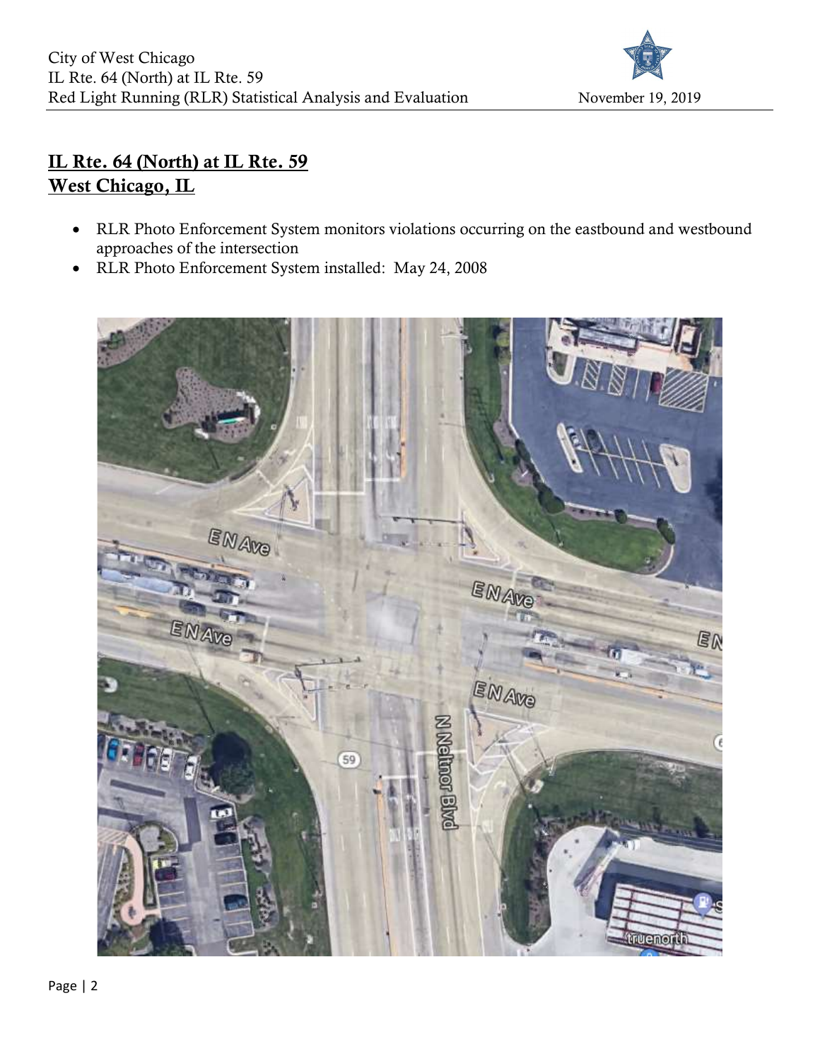## IL Rte. 64 (North) at IL Rte. 59
## West Chicago, IL

- RLR Photo Enforcement System monitors violations occurring on the eastbound and westbound approaches of the intersection
- RLR Photo Enforcement System installed: May 24, 2008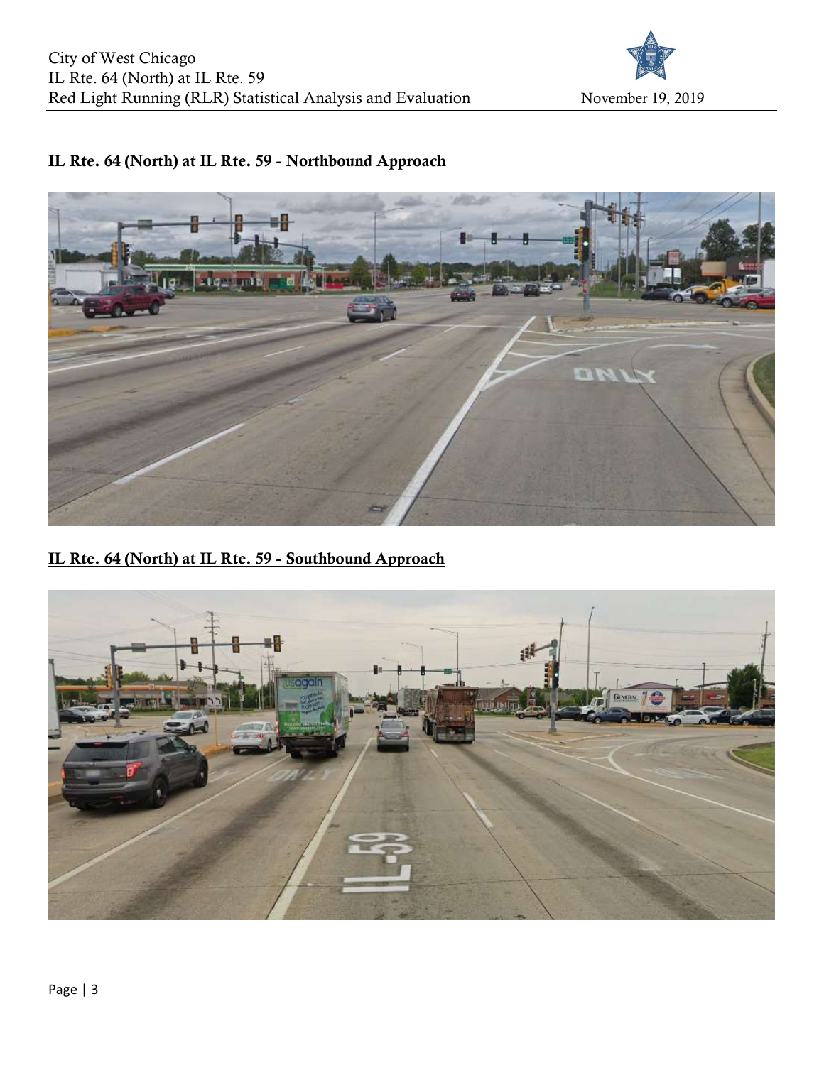## IL Rte. 64 (North) at IL Rte. 59 - Northbound Approach

## IL Rte. 64 (North) at IL Rte. 59 - Southbound Approach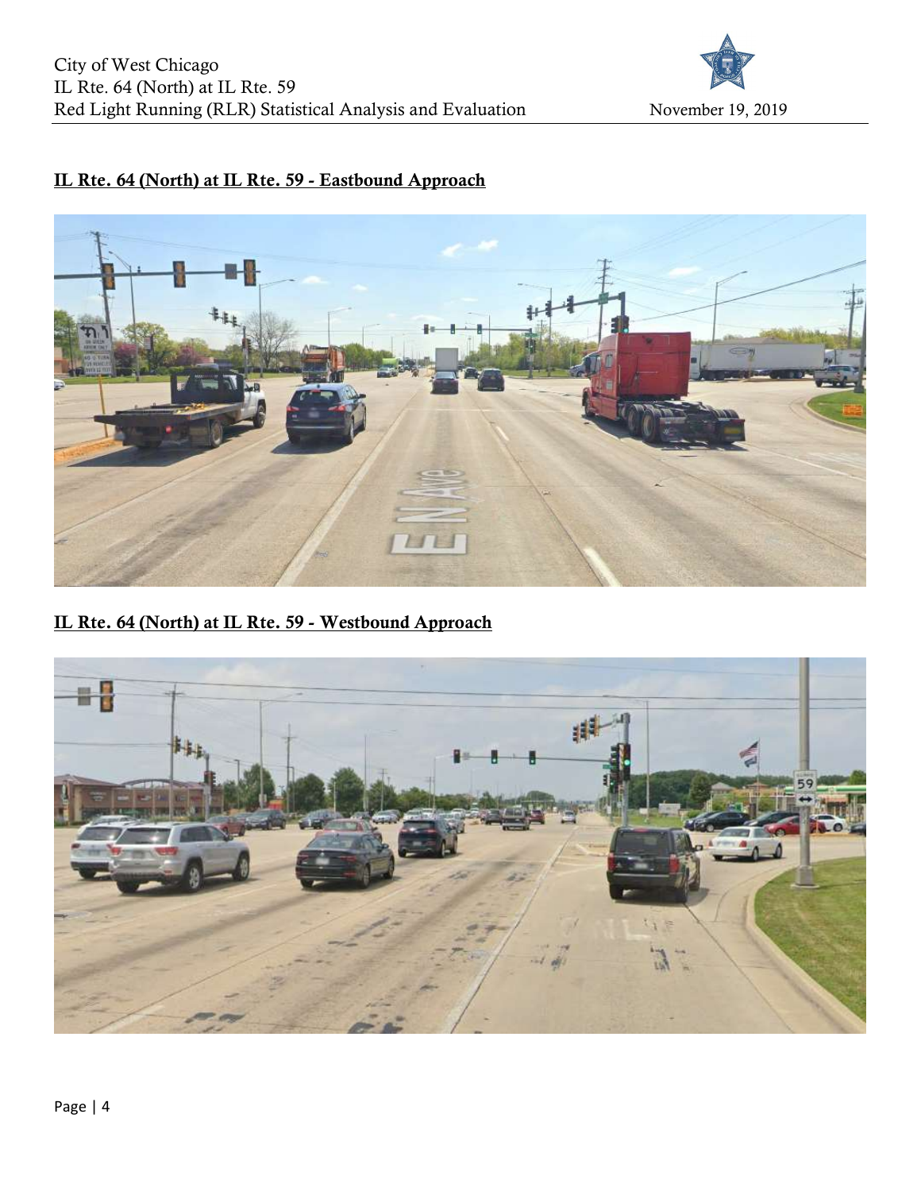## IL Rte. 64 (North) at IL Rte. 59 - Eastbound Approach

## IL Rte. 64 (North) at IL Rte. 59 - Westbound Approach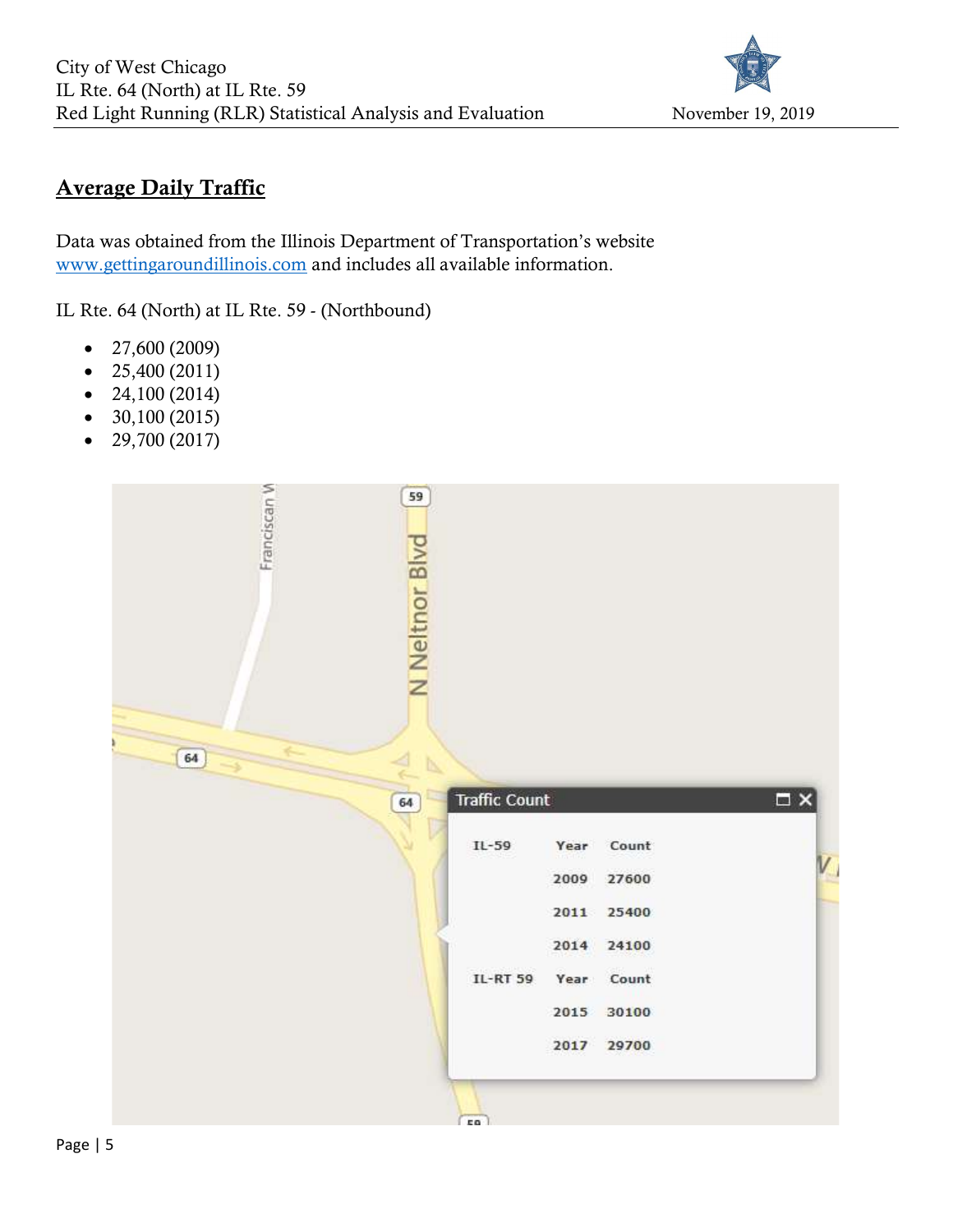## Average Daily Traffic

Data was obtained from the Illinois Department of Transportation's website www.gettingaroundillinois.com and includes all available information.

IL Rte. 64 (North) at IL Rte. 59 - (Northbound)

- 27,600 (2009)
- 25,400 (2011)
- 24,100 (2014)
- 30,100 (2015)
- 29,700 (2017)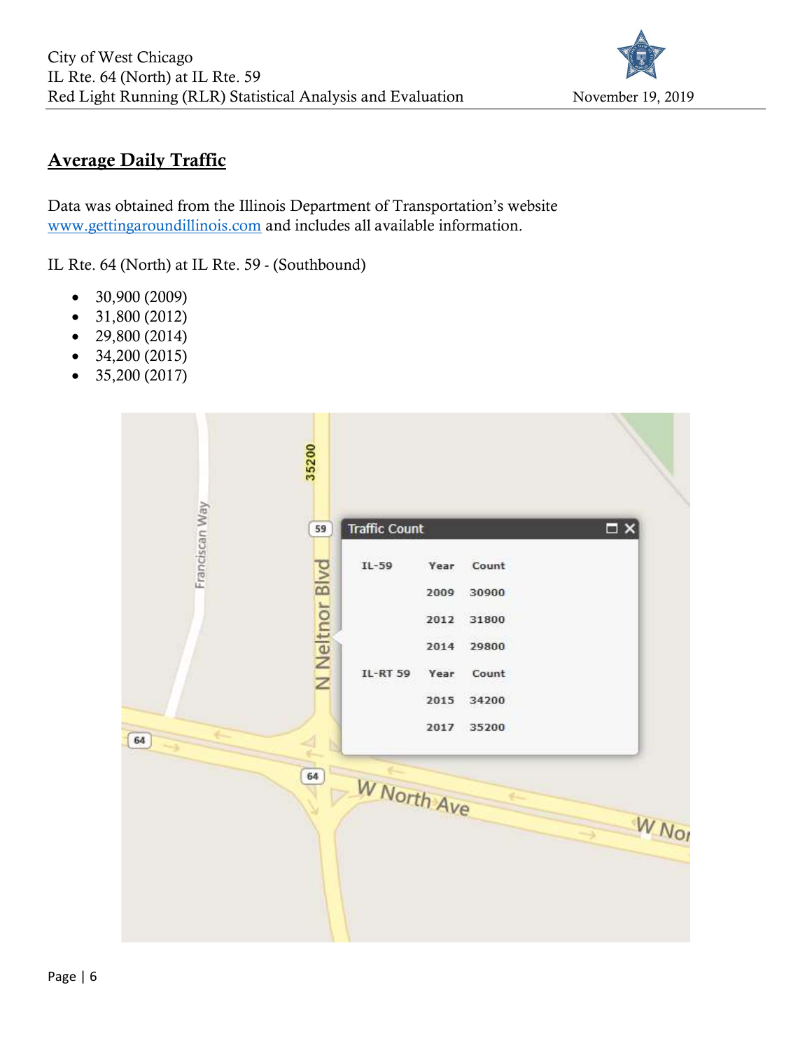## Average Daily Traffic

Data was obtained from the Illinois Department of Transportation's website www.gettingaroundillinois.com and includes all available information.

IL Rte. 64 (North) at IL Rte. 59 - (Southbound)

- 30,900 (2009)
- 31,800 (2012)
- 29,800 (2014)
- 34,200 (2015)
- 35,200 (2017)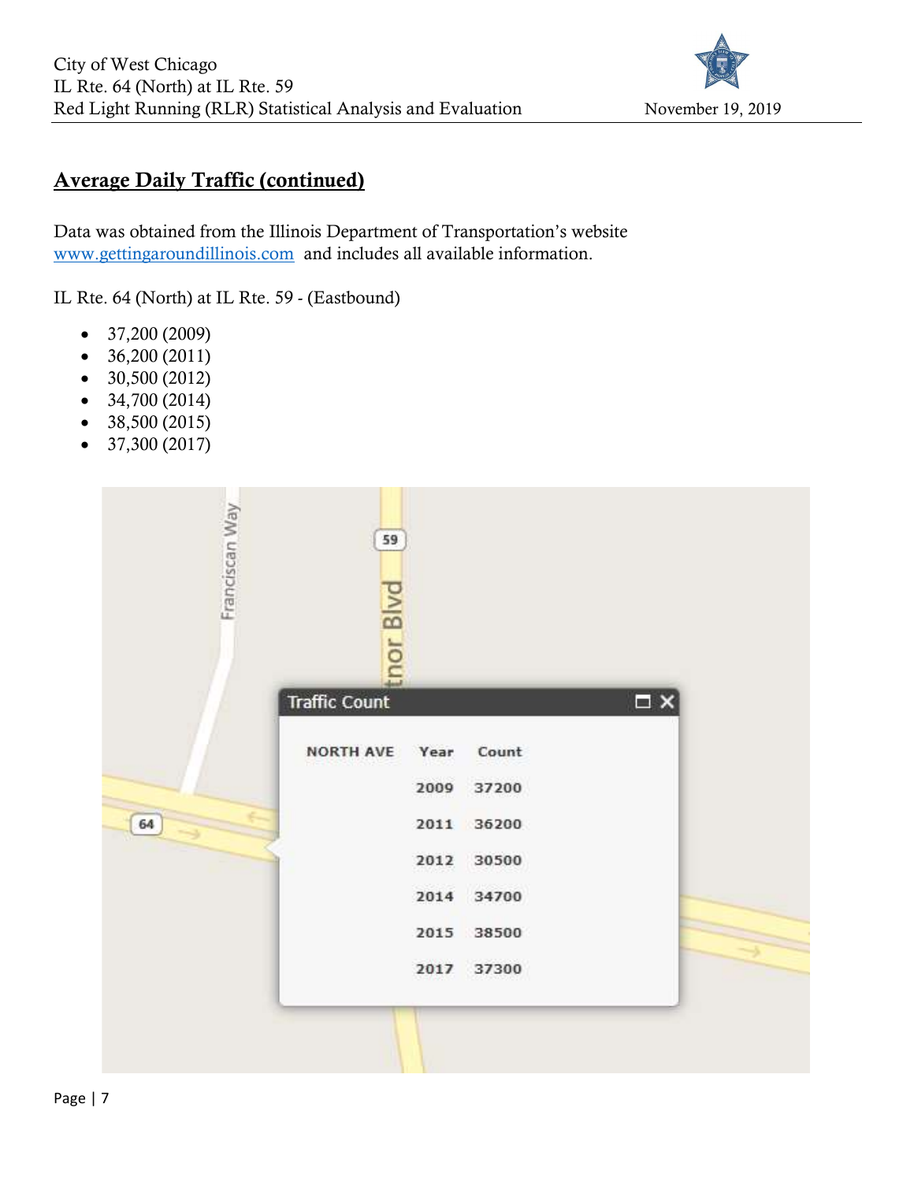## Average Daily Traffic (continued)

Data was obtained from the Illinois Department of Transportation's website www.gettingaroundillinois.com and includes all available information.

IL Rte. 64 (North) at IL Rte. 59 - (Eastbound)

- 37,200 (2009)
- 36,200 (2011)
- 30,500 (2012)
- 34,700 (2014)
- 38,500 (2015)
- 37,300 (2017)

Traffic Count

| NORTH AVE | Year | Count |
|---|---|---|
| | 2009 | 37200 |
| | 2011 | 36200 |
| | 2012 | 30500 |
| | 2014 | 34700 |
| | 2015 | 38500 |
| | 2017 | 37300 |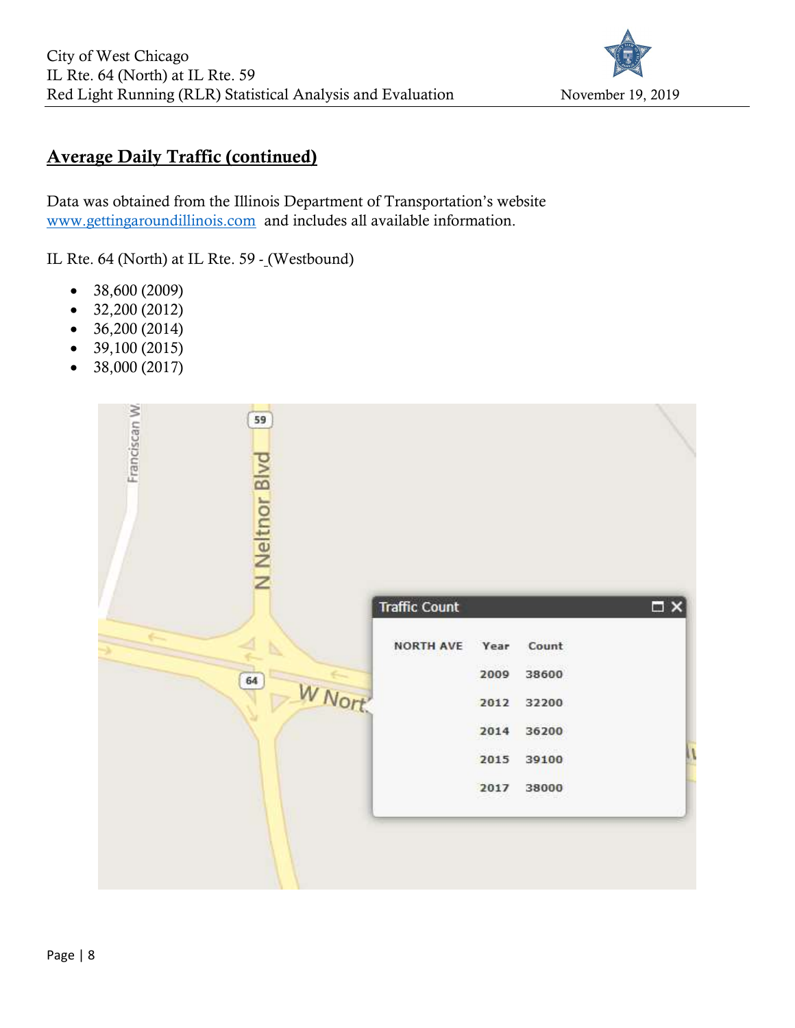## Average Daily Traffic (continued)

Data was obtained from the Illinois Department of Transportation's website www.gettingaroundillinois.com and includes all available information.

IL Rte. 64 (North) at IL Rte. 59 - (Westbound)

- 38,600 (2009)
- 32,200 (2012)
- 36,200 (2014)
- 39,100 (2015)
- 38,000 (2017)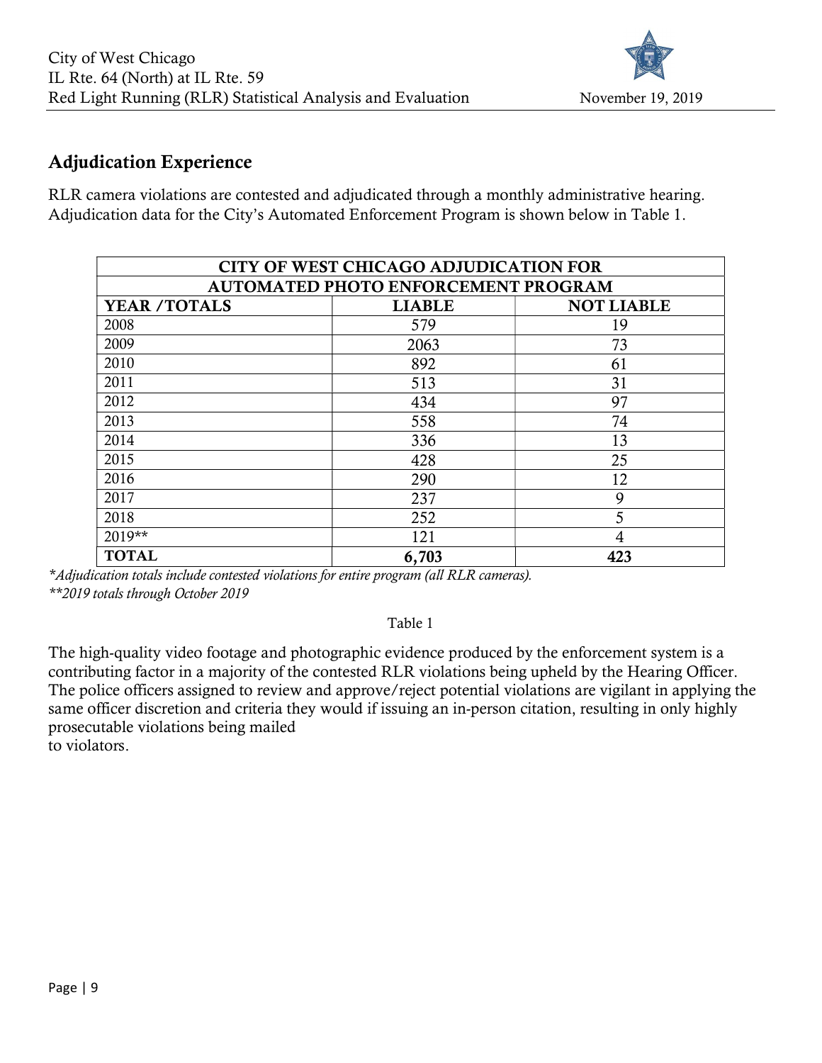## Adjudication Experience

RLR camera violations are contested and adjudicated through a monthly administrative hearing. Adjudication data for the City's Automated Enforcement Program is shown below in Table 1.

| CITY OF WEST CHICAGO ADJUDICATION FOR AUTOMATED PHOTO ENFORCEMENT PROGRAM | | |
|---|---|---|
| **YEAR /TOTALS** | **LIABLE** | **NOT LIABLE** |
| 2008 | 579 | 19 |
| 2009 | 2063 | 73 |
| 2010 | 892 | 61 |
| 2011 | 513 | 31 |
| 2012 | 434 | 97 |
| 2013 | 558 | 74 |
| 2014 | 336 | 13 |
| 2015 | 428 | 25 |
| 2016 | 290 | 12 |
| 2017 | 237 | 9 |
| 2018 | 252 | 5 |
| 2019** | 121 | 4 |
| **TOTAL** | **6,703** | **423** |

*\*Adjudication totals include contested violations for entire program (all RLR cameras).*
*\*\*2019 totals through October 2019*

Table 1

The high-quality video footage and photographic evidence produced by the enforcement system is a contributing factor in a majority of the contested RLR violations being upheld by the Hearing Officer. The police officers assigned to review and approve/reject potential violations are vigilant in applying the same officer discretion and criteria they would if issuing an in-person citation, resulting in only highly prosecutable violations being mailed to violators.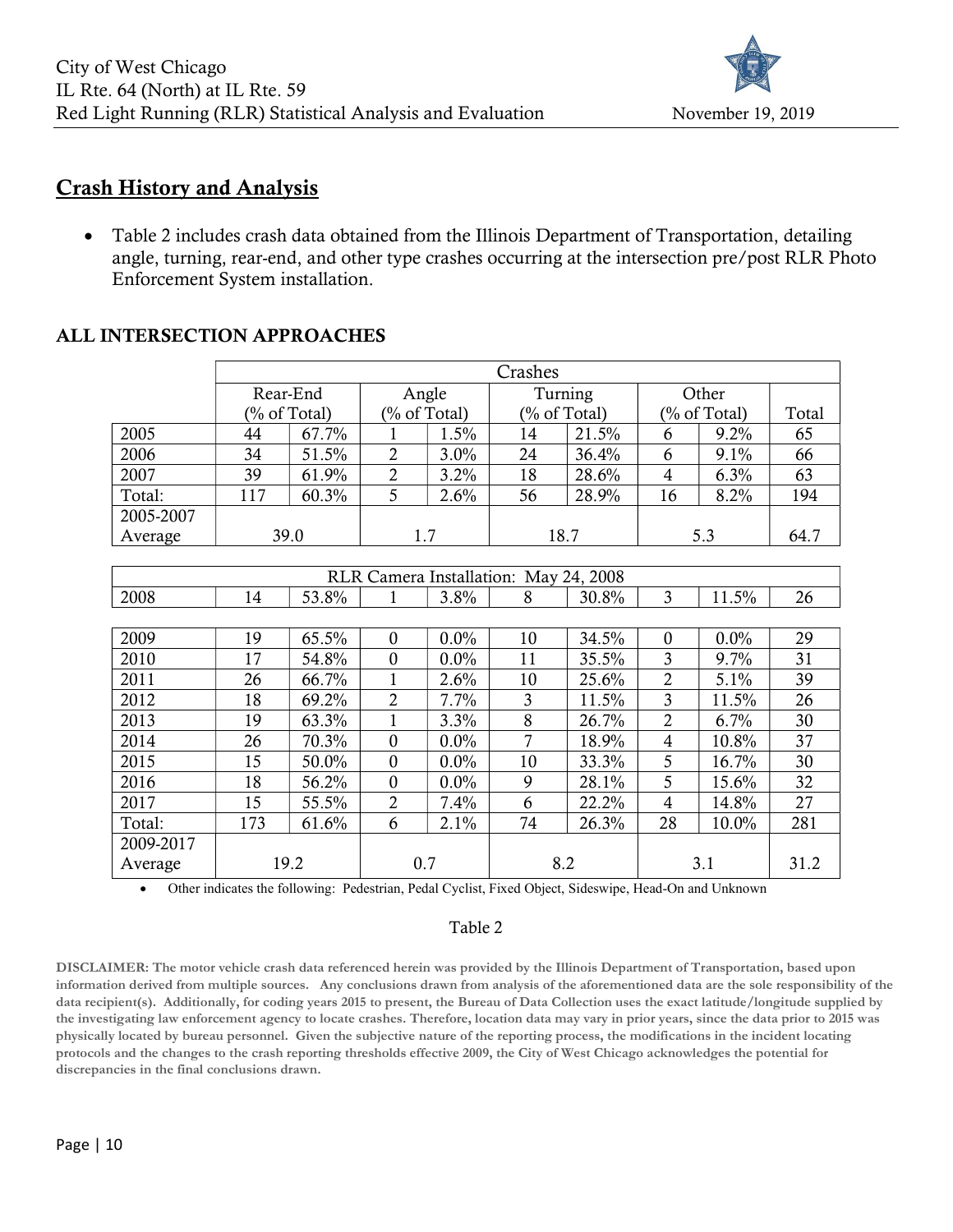## Crash History and Analysis

- Table 2 includes crash data obtained from the Illinois Department of Transportation, detailing angle, turning, rear-end, and other type crashes occurring at the intersection pre/post RLR Photo Enforcement System installation.

### ALL INTERSECTION APPROACHES

| | Crashes | | | | | | | | |
|---|---|---|---|---|---|---|---|---|---|
| | Rear-End (% of Total) | | Angle (% of Total) | | Turning (% of Total) | | Other (% of Total) | | Total |
| 2005 | 44 | 67.7% | 1 | 1.5% | 14 | 21.5% | 6 | 9.2% | 65 |
| 2006 | 34 | 51.5% | 2 | 3.0% | 24 | 36.4% | 6 | 9.1% | 66 |
| 2007 | 39 | 61.9% | 2 | 3.2% | 18 | 28.6% | 4 | 6.3% | 63 |
| Total: | 117 | 60.3% | 5 | 2.6% | 56 | 28.9% | 16 | 8.2% | 194 |
| 2005-2007 Average | 39.0 | | 1.7 | | 18.7 | | 5.3 | | 64.7 |
| RLR Camera Installation: May 24, 2008 | | | | | | | | | |
| 2008 | 14 | 53.8% | 1 | 3.8% | 8 | 30.8% | 3 | 11.5% | 26 |
| 2009 | 19 | 65.5% | 0 | 0.0% | 10 | 34.5% | 0 | 0.0% | 29 |
| 2010 | 17 | 54.8% | 0 | 0.0% | 11 | 35.5% | 3 | 9.7% | 31 |
| 2011 | 26 | 66.7% | 1 | 2.6% | 10 | 25.6% | 2 | 5.1% | 39 |
| 2012 | 18 | 69.2% | 2 | 7.7% | 3 | 11.5% | 3 | 11.5% | 26 |
| 2013 | 19 | 63.3% | 1 | 3.3% | 8 | 26.7% | 2 | 6.7% | 30 |
| 2014 | 26 | 70.3% | 0 | 0.0% | 7 | 18.9% | 4 | 10.8% | 37 |
| 2015 | 15 | 50.0% | 0 | 0.0% | 10 | 33.3% | 5 | 16.7% | 30 |
| 2016 | 18 | 56.2% | 0 | 0.0% | 9 | 28.1% | 5 | 15.6% | 32 |
| 2017 | 15 | 55.5% | 2 | 7.4% | 6 | 22.2% | 4 | 14.8% | 27 |
| Total: | 173 | 61.6% | 6 | 2.1% | 74 | 26.3% | 28 | 10.0% | 281 |
| 2009-2017 Average | 19.2 | | 0.7 | | 8.2 | | 3.1 | | 31.2 |

- Other indicates the following: Pedestrian, Pedal Cyclist, Fixed Object, Sideswipe, Head-On and Unknown

Table 2

**DISCLAIMER: The motor vehicle crash data referenced herein was provided by the Illinois Department of Transportation, based upon information derived from multiple sources. Any conclusions drawn from analysis of the aforementioned data are the sole responsibility of the data recipient(s). Additionally, for coding years 2015 to present, the Bureau of Data Collection uses the exact latitude/longitude supplied by the investigating law enforcement agency to locate crashes. Therefore, location data may vary in prior years, since the data prior to 2015 was physically located by bureau personnel. Given the subjective nature of the reporting process, the modifications in the incident locating protocols and the changes to the crash reporting thresholds effective 2009, the City of West Chicago acknowledges the potential for discrepancies in the final conclusions drawn.**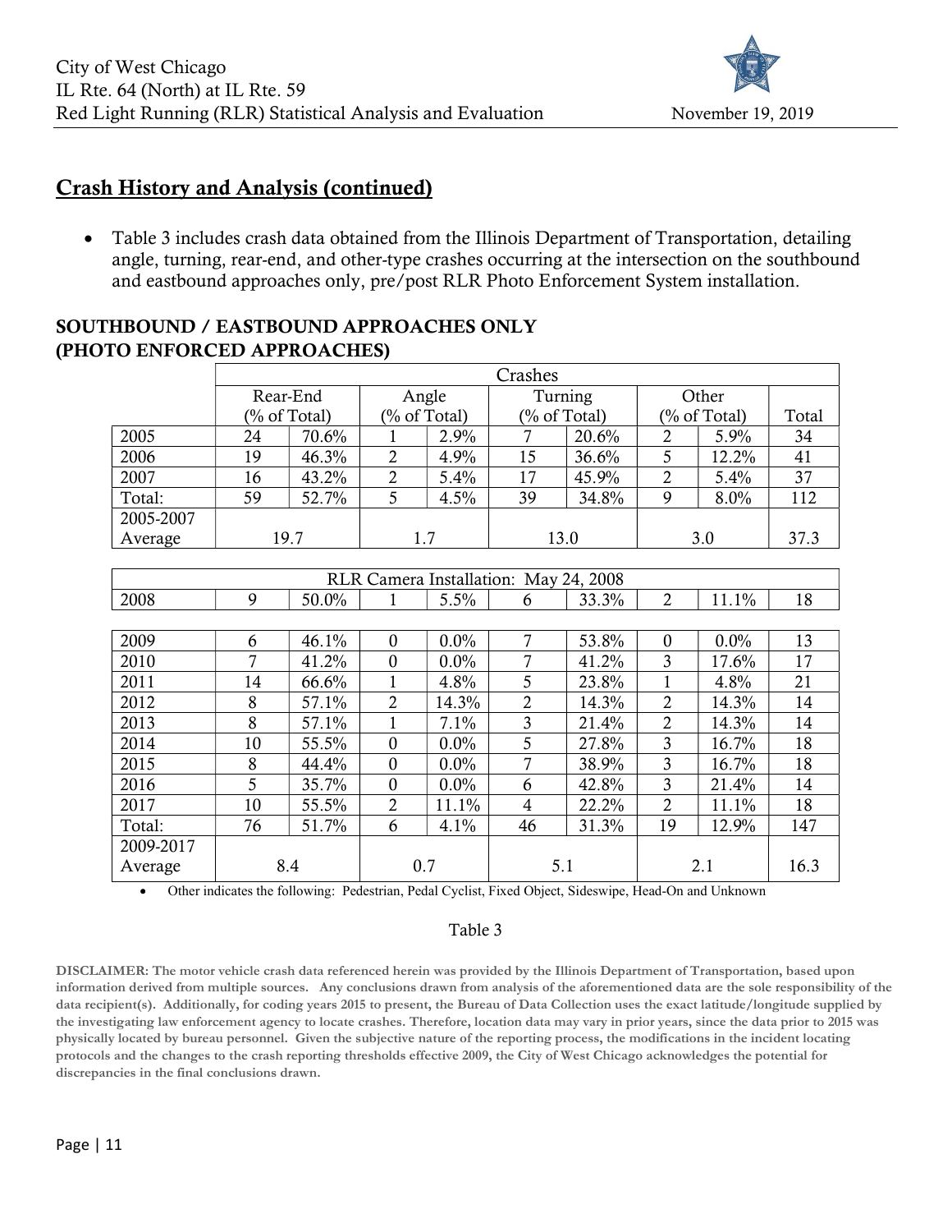## Crash History and Analysis (continued)

- Table 3 includes crash data obtained from the Illinois Department of Transportation, detailing angle, turning, rear-end, and other-type crashes occurring at the intersection on the southbound and eastbound approaches only, pre/post RLR Photo Enforcement System installation.

### SOUTHBOUND / EASTBOUND APPROACHES ONLY (PHOTO ENFORCED APPROACHES)

| | Crashes | | | | | | | | |
|---|---|---|---|---|---|---|---|---|---|
| | Rear-End (% of Total) | | Angle (% of Total) | | Turning (% of Total) | | Other (% of Total) | | Total |
| 2005 | 24 | 70.6% | 1 | 2.9% | 7 | 20.6% | 2 | 5.9% | 34 |
| 2006 | 19 | 46.3% | 2 | 4.9% | 15 | 36.6% | 5 | 12.2% | 41 |
| 2007 | 16 | 43.2% | 2 | 5.4% | 17 | 45.9% | 2 | 5.4% | 37 |
| Total: | 59 | 52.7% | 5 | 4.5% | 39 | 34.8% | 9 | 8.0% | 112 |
| 2005-2007 Average | 19.7 | | 1.7 | | 13.0 | | 3.0 | | 37.3 |
| RLR Camera Installation: May 24, 2008 | | | | | | | | | |
| 2008 | 9 | 50.0% | 1 | 5.5% | 6 | 33.3% | 2 | 11.1% | 18 |
| 2009 | 6 | 46.1% | 0 | 0.0% | 7 | 53.8% | 0 | 0.0% | 13 |
| 2010 | 7 | 41.2% | 0 | 0.0% | 7 | 41.2% | 3 | 17.6% | 17 |
| 2011 | 14 | 66.6% | 1 | 4.8% | 5 | 23.8% | 1 | 4.8% | 21 |
| 2012 | 8 | 57.1% | 2 | 14.3% | 2 | 14.3% | 2 | 14.3% | 14 |
| 2013 | 8 | 57.1% | 1 | 7.1% | 3 | 21.4% | 2 | 14.3% | 14 |
| 2014 | 10 | 55.5% | 0 | 0.0% | 5 | 27.8% | 3 | 16.7% | 18 |
| 2015 | 8 | 44.4% | 0 | 0.0% | 7 | 38.9% | 3 | 16.7% | 18 |
| 2016 | 5 | 35.7% | 0 | 0.0% | 6 | 42.8% | 3 | 21.4% | 14 |
| 2017 | 10 | 55.5% | 2 | 11.1% | 4 | 22.2% | 2 | 11.1% | 18 |
| Total: | 76 | 51.7% | 6 | 4.1% | 46 | 31.3% | 19 | 12.9% | 147 |
| 2009-2017 Average | 8.4 | | 0.7 | | 5.1 | | 2.1 | | 16.3 |

- Other indicates the following: Pedestrian, Pedal Cyclist, Fixed Object, Sideswipe, Head-On and Unknown

Table 3

**DISCLAIMER: The motor vehicle crash data referenced herein was provided by the Illinois Department of Transportation, based upon information derived from multiple sources. Any conclusions drawn from analysis of the aforementioned data are the sole responsibility of the data recipient(s). Additionally, for coding years 2015 to present, the Bureau of Data Collection uses the exact latitude/longitude supplied by the investigating law enforcement agency to locate crashes. Therefore, location data may vary in prior years, since the data prior to 2015 was physically located by bureau personnel. Given the subjective nature of the reporting process, the modifications in the incident locating protocols and the changes to the crash reporting thresholds effective 2009, the City of West Chicago acknowledges the potential for discrepancies in the final conclusions drawn.**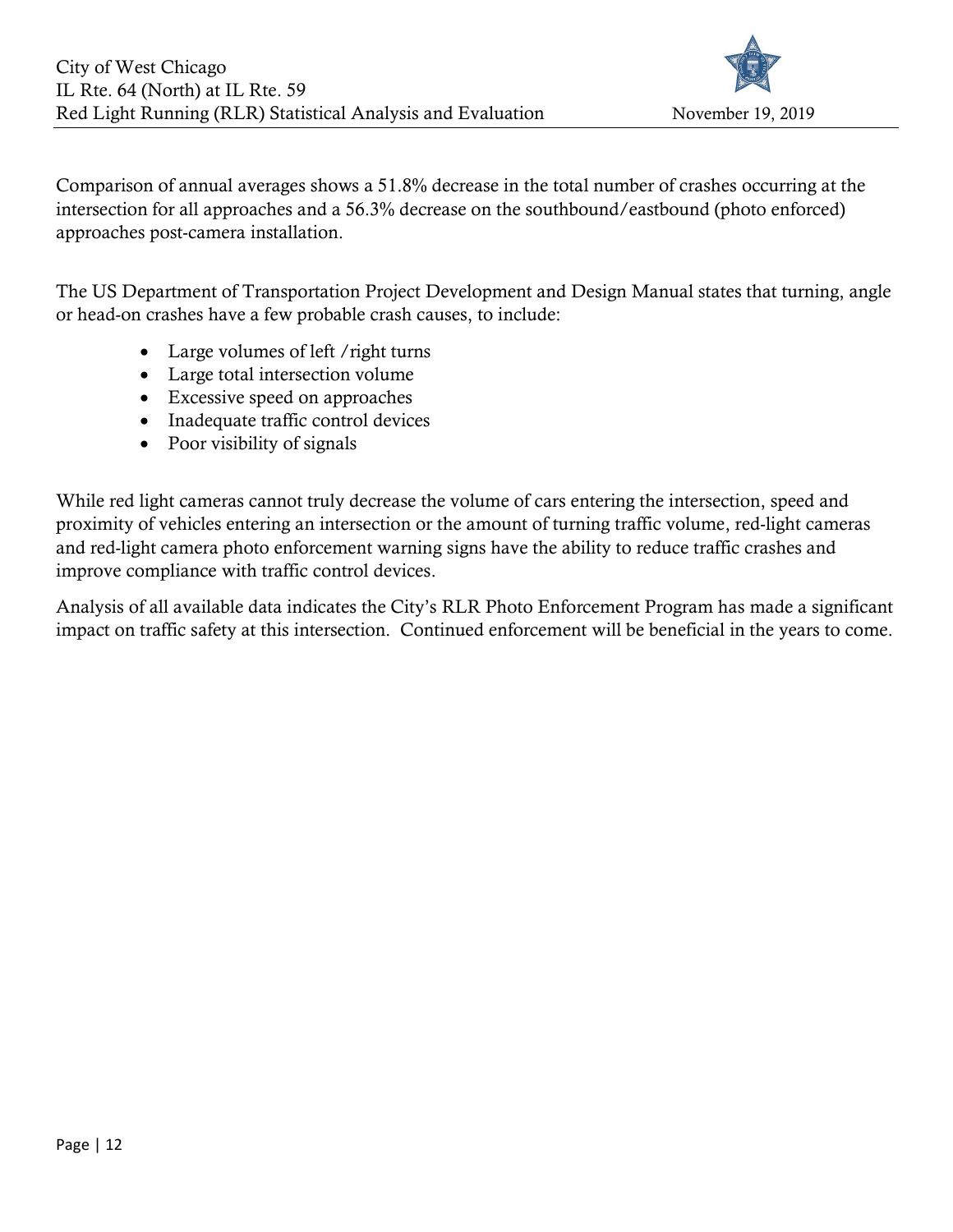Comparison of annual averages shows a 51.8% decrease in the total number of crashes occurring at the intersection for all approaches and a 56.3% decrease on the southbound/eastbound (photo enforced) approaches post-camera installation.

The US Department of Transportation Project Development and Design Manual states that turning, angle or head-on crashes have a few probable crash causes, to include:

- Large volumes of left /right turns
- Large total intersection volume
- Excessive speed on approaches
- Inadequate traffic control devices
- Poor visibility of signals

While red light cameras cannot truly decrease the volume of cars entering the intersection, speed and proximity of vehicles entering an intersection or the amount of turning traffic volume, red-light cameras and red-light camera photo enforcement warning signs have the ability to reduce traffic crashes and improve compliance with traffic control devices.

Analysis of all available data indicates the City's RLR Photo Enforcement Program has made a significant impact on traffic safety at this intersection. Continued enforcement will be beneficial in the years to come.